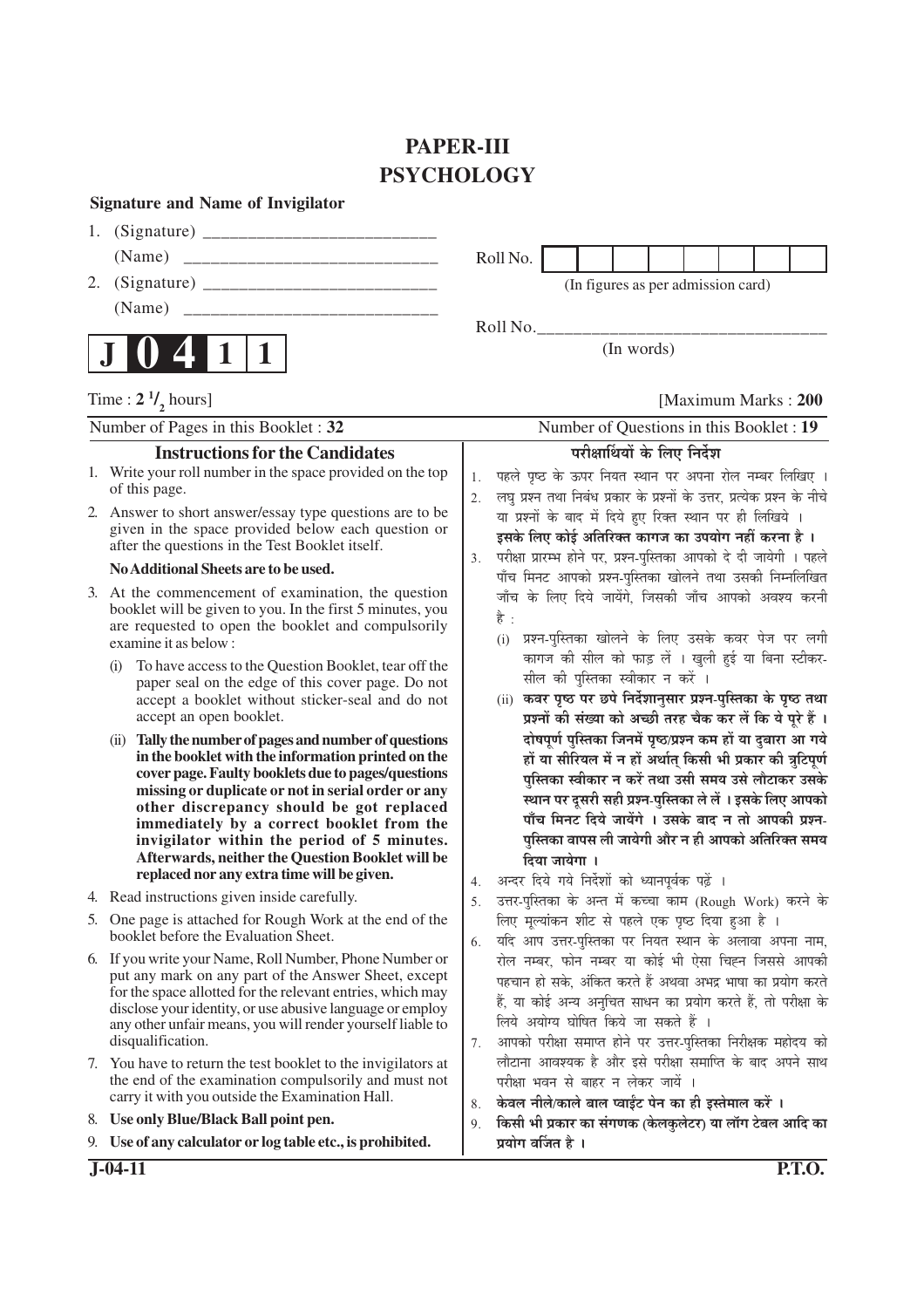# PAPER-III
# PSYCHOLOGY

**Signature and Name of Invigilator**

1. (Signature) __________________________

   (Name) ____________________________

2. (Signature) __________________________

   (Name) ____________________________

Roll No. | | | | | | | | |

(In figures as per admission card)

Roll No.________________________________

(In words)

**J 0 4 1 1**

Time : $2\frac{1}{2}$ hours] [Maximum Marks : **200**

Number of Pages in this Booklet : **32** Number of Questions in this Booklet : **19**

## Instructions for the Candidates

1. Write your roll number in the space provided on the top of this page.
2. Answer to short answer/essay type questions are to be given in the space provided below each question or after the questions in the Test Booklet itself.

   **No Additional Sheets are to be used.**
3. At the commencement of examination, the question booklet will be given to you. In the first 5 minutes, you are requested to open the booklet and compulsorily examine it as below :
   (i) To have access to the Question Booklet, tear off the paper seal on the edge of this cover page. Do not accept a booklet without sticker-seal and do not accept an open booklet.
   (ii) **Tally the number of pages and number of questions in the booklet with the information printed on the cover page. Faulty booklets due to pages/questions missing or duplicate or not in serial order or any other discrepancy should be got replaced immediately by a correct booklet from the invigilator within the period of 5 minutes. Afterwards, neither the Question Booklet will be replaced nor any extra time will be given.**
4. Read instructions given inside carefully.
5. One page is attached for Rough Work at the end of the booklet before the Evaluation Sheet.
6. If you write your Name, Roll Number, Phone Number or put any mark on any part of the Answer Sheet, except for the space allotted for the relevant entries, which may disclose your identity, or use abusive language or employ any other unfair means, you will render yourself liable to disqualification.
7. You have to return the test booklet to the invigilators at the end of the examination compulsorily and must not carry it with you outside the Examination Hall.
8. **Use only Blue/Black Ball point pen.**
9. **Use of any calculator or log table etc., is prohibited.**

## परीक्षार्थियों के लिए निर्देश

1. पहले पृष्ठ के ऊपर नियत स्थान पर अपना रोल नम्बर लिखिए ।
2. लघु प्रश्न तथा निबंध प्रकार के प्रश्नों के उत्तर, प्रत्येक प्रश्न के नीचे या प्रश्नों के बाद में दिये हुए रिक्त स्थान पर ही लिखिये ।

   **इसके लिए कोई अतिरिक्त कागज का उपयोग नहीं करना है ।**
3. परीक्षा प्रारम्भ होने पर, प्रश्न-पुस्तिका आपको दे दी जायेगी । पहले पाँच मिनट आपको प्रश्न-पुस्तिका खोलने तथा उसकी निम्नलिखित जाँच के लिए दिये जायेंगे, जिसकी जाँच आपको अवश्य करनी है :
   (i) प्रश्न-पुस्तिका खोलने के लिए उसके कवर पेज पर लगी कागज की सील को फाड़ लें । खुली हुई या बिना स्टीकर-सील की पुस्तिका स्वीकार न करें ।
   (ii) **कवर पृष्ठ पर छपे निर्देशानुसार प्रश्न-पुस्तिका के पृष्ठ तथा प्रश्नों की संख्या को अच्छी तरह चैक कर लें कि ये पूरे हैं । दोषपूर्ण पुस्तिका जिनमें पृष्ठ/प्रश्न कम हों या दुबारा आ गये हों या सीरियल में न हों अर्थात् किसी भी प्रकार की त्रुटिपूर्ण पुस्तिका स्वीकार न करें तथा उसी समय उसे लौटाकर उसके स्थान पर दूसरी सही प्रश्न-पुस्तिका ले लें । इसके लिए आपको पाँच मिनट दिये जायेंगे । उसके बाद न तो आपकी प्रश्न-पुस्तिका वापस ली जायेगी और न ही आपको अतिरिक्त समय दिया जायेगा ।**
4. अन्दर दिये गये निर्देशों को ध्यानपूर्वक पढ़ें ।
5. उत्तर-पुस्तिका के अन्त में कच्चा काम (Rough Work) करने के लिए मूल्यांकन शीट से पहले एक पृष्ठ दिया हुआ है ।
6. यदि आप उत्तर-पुस्तिका पर नियत स्थान के अलावा अपना नाम, रोल नम्बर, फोन नम्बर या कोई भी ऐसा चिह्न जिससे आपकी पहचान हो सके, अंकित करते हैं अथवा अभद्र भाषा का प्रयोग करते हैं, या कोई अन्य अनुचित साधन का प्रयोग करते हैं, तो परीक्षा के लिये अयोग्य घोषित किये जा सकते हैं ।
7. आपको परीक्षा समाप्त होने पर उत्तर-पुस्तिका निरीक्षक महोदय को लौटाना आवश्यक है और इसे परीक्षा समाप्ति के बाद अपने साथ परीक्षा भवन से बाहर न लेकर जायें ।
8. **केवल नीले/काले बाल प्वाईंट पेन का ही इस्तेमाल करें ।**
9. **किसी भी प्रकार का संगणक (केलकुलेटर) या लॉग टेबल आदि का प्रयोग वर्जित है ।**

J-04-11 **P.T.O.**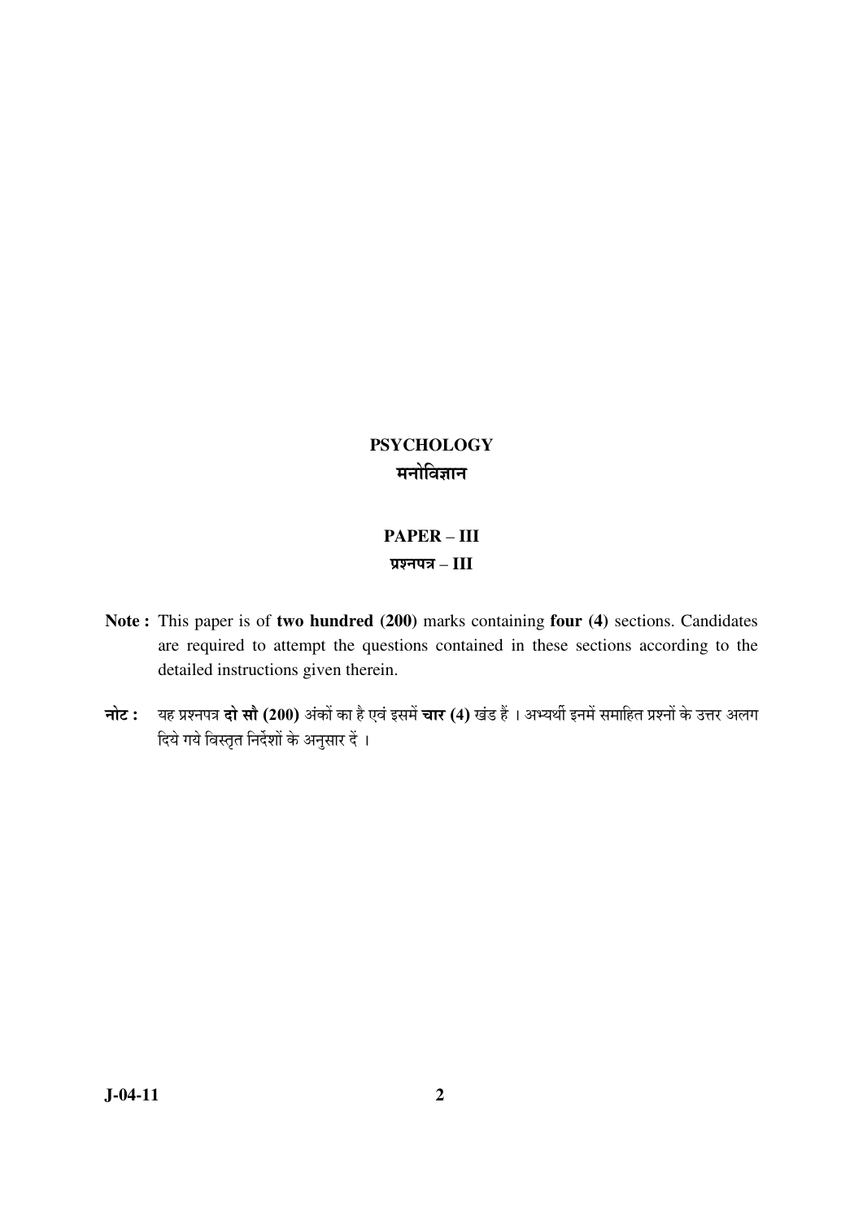# PSYCHOLOGY

# मनोविज्ञान

## PAPER – III

## प्रश्नपत्र – III

**Note :** This paper is of **two hundred (200)** marks containing **four (4)** sections. Candidates are required to attempt the questions contained in these sections according to the detailed instructions given therein.

**नोट :** यह प्रश्नपत्र **दो सौ (200)** अंकों का है एवं इसमें **चार (4)** खंड हैं । अभ्यर्थी इनमें समाहित प्रश्नों के उत्तर अलग दिये गये विस्तृत निर्देशों के अनुसार दें ।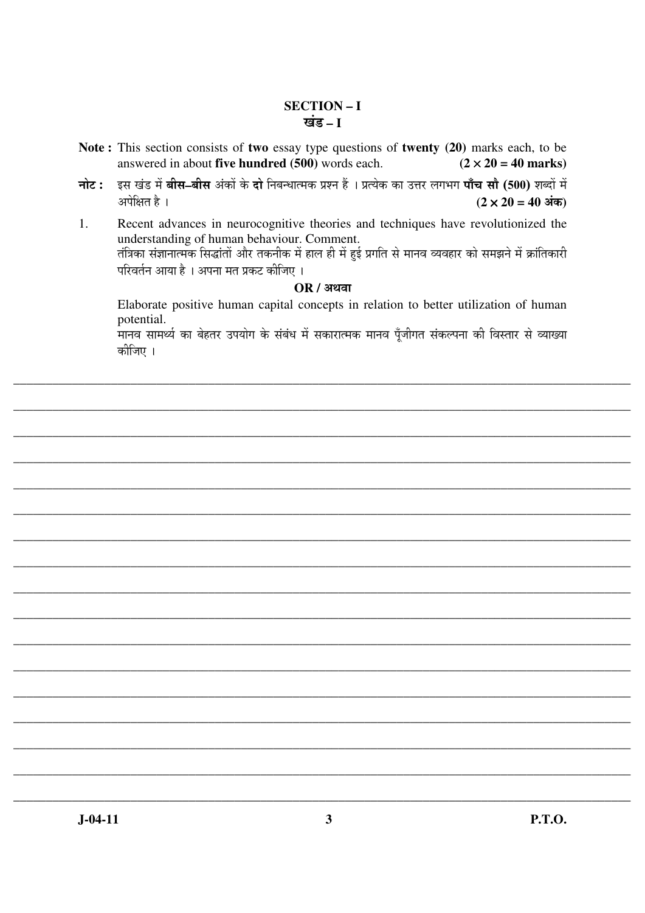## SECTION – I
## खंड – I

**Note :** This section consists of **two** essay type questions of **twenty (20)** marks each, to be answered in about **five hundred (500)** words each. **(2 × 20 = 40 marks)**

**नोट :** इस खंड में **बीस–बीस** अंकों के **दो** निबन्धात्मक प्रश्न हैं । प्रत्येक का उत्तर लगभग **पाँच सौ (500)** शब्दों में अपेक्षित है । **(2 × 20 = 40 अंक)**

1. Recent advances in neurocognitive theories and techniques have revolutionized the understanding of human behaviour. Comment.
   तंत्रिका संज्ञानात्मक सिद्धांतों और तकनीक में हाल ही में हुई प्रगति से मानव व्यवहार को समझने में क्रांतिकारी परिवर्तन आया है । अपना मत प्रकट कीजिए ।

   **OR / अथवा**

   Elaborate positive human capital concepts in relation to better utilization of human potential.
   मानव सामर्थ्य का बेहतर उपयोग के संबंध में सकारात्मक मानव पूँजीगत संकल्पना की विस्तार से व्याख्या कीजिए ।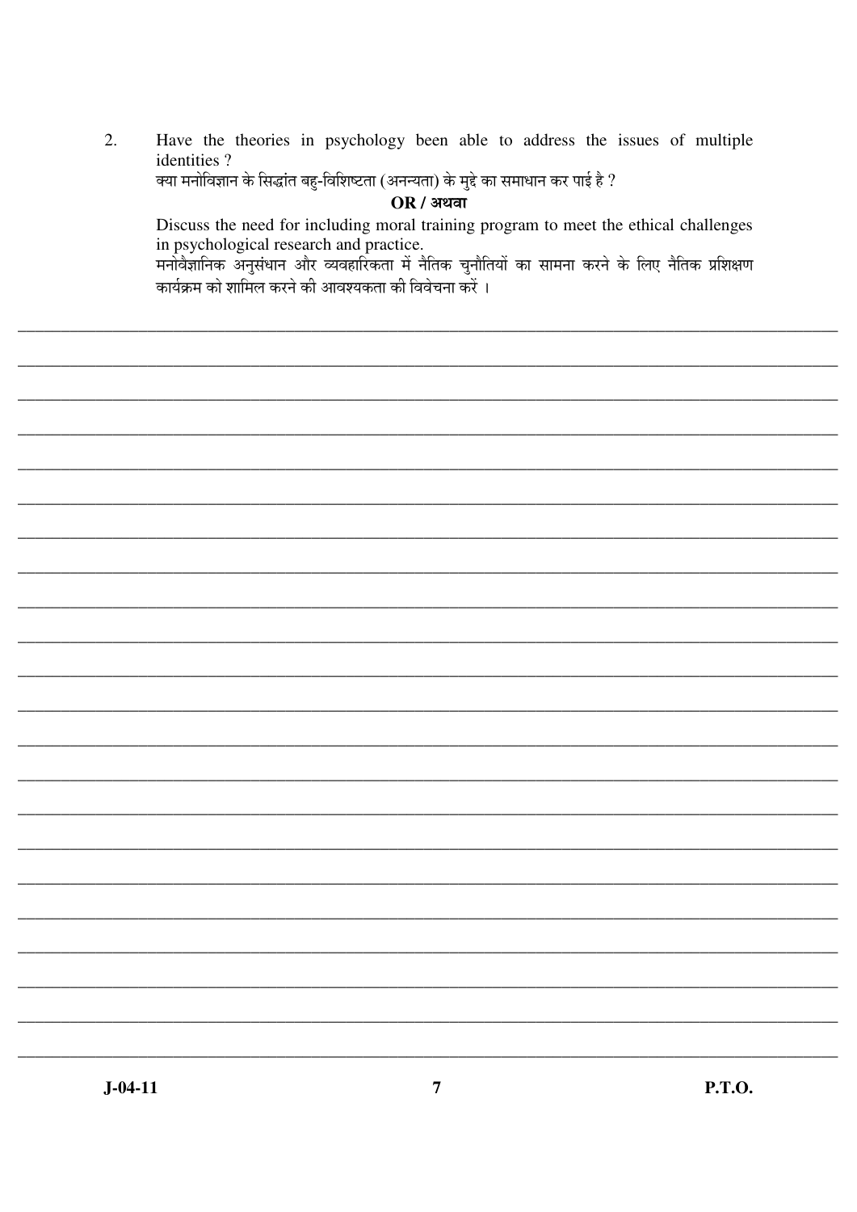2. Have the theories in psychology been able to address the issues of multiple identities ?

   क्या मनोविज्ञान के सिद्धांत बहु-विशिष्टता (अनन्यता) के मुद्दे का समाधान कर पाई है ?

   **OR / अथवा**

   Discuss the need for including moral training program to meet the ethical challenges in psychological research and practice.

   मनोवैज्ञानिक अनुसंधान और व्यवहारिकता में नैतिक चुनौतियों का सामना करने के लिए नैतिक प्रशिक्षण कार्यक्रम को शामिल करने की आवश्यकता की विवेचना करें ।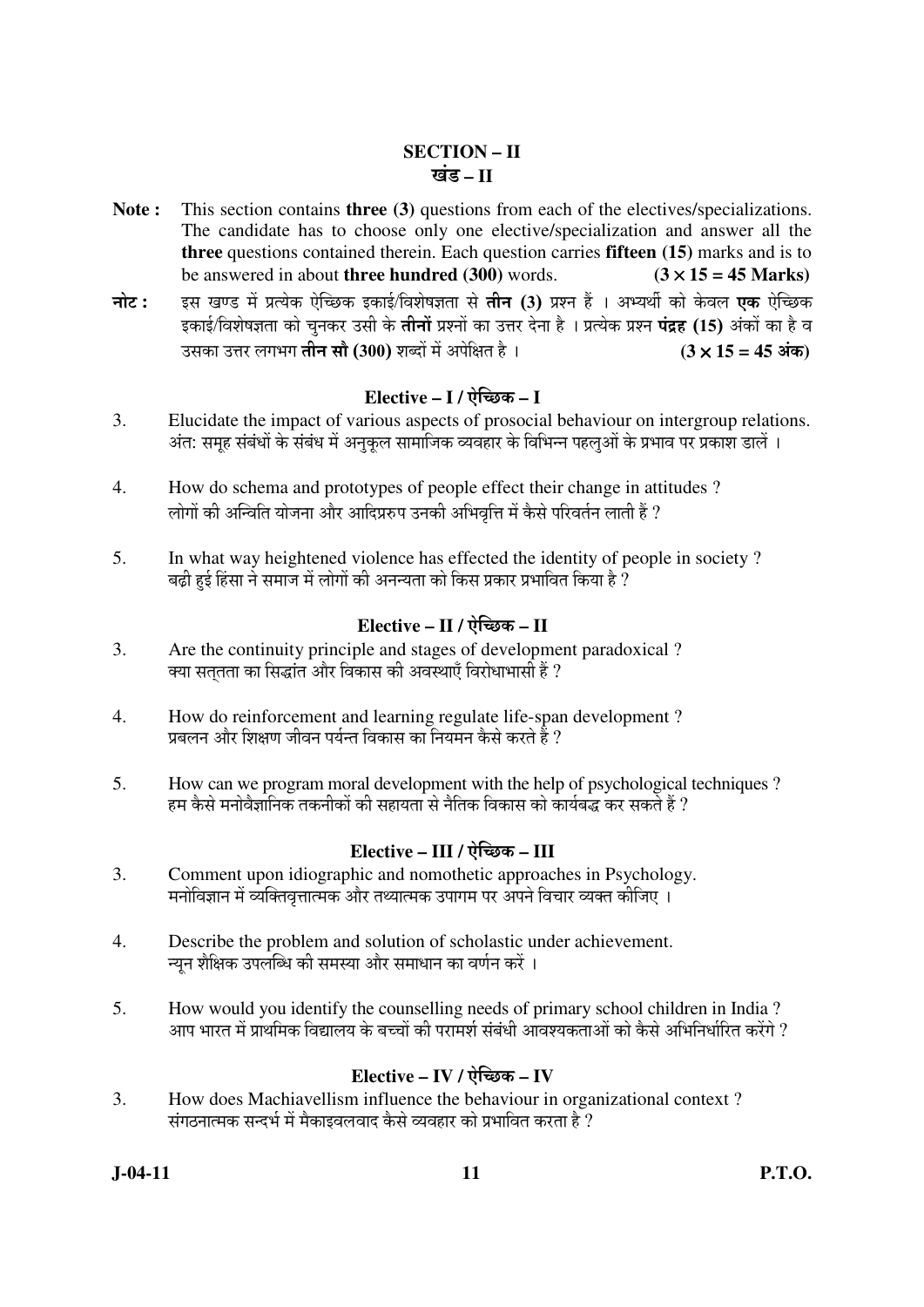## SECTION – II
## खंड – II

**Note :** This section contains **three (3)** questions from each of the electives/specializations. The candidate has to choose only one elective/specialization and answer all the **three** questions contained therein. Each question carries **fifteen (15)** marks and is to be answered in about **three hundred (300)** words. **(3 × 15 = 45 Marks)**

**नोट :** इस खण्ड में प्रत्येक ऐच्छिक इकाई/विशेषज्ञता से **तीन (3)** प्रश्न हैं । अभ्यर्थी को केवल **एक** ऐच्छिक इकाई/विशेषज्ञता को चुनकर उसी के **तीनों** प्रश्नों का उत्तर देना है । प्रत्येक प्रश्न **पंद्रह (15)** अंकों का है व उसका उत्तर लगभग **तीन सौ (300)** शब्दों में अपेक्षित है । **(3 × 15 = 45 अंक)**

### Elective – I / ऐच्छिक – I

3. Elucidate the impact of various aspects of prosocial behaviour on intergroup relations.
अंत: समूह संबंधों के संबंध में अनुकूल सामाजिक व्यवहार के विभिन्न पहलुओं के प्रभाव पर प्रकाश डालें ।

4. How do schema and prototypes of people effect their change in attitudes ?
लोगों की अन्विति योजना और आदिप्ररुप उनकी अभिवृत्ति में कैसे परिवर्तन लाती हैं ?

5. In what way heightened violence has effected the identity of people in society ?
बढ़ी हुई हिंसा ने समाज में लोगों की अनन्यता को किस प्रकार प्रभावित किया है ?

### Elective – II / ऐच्छिक – II

3. Are the continuity principle and stages of development paradoxical ?
क्या सत्तता का सिद्धांत और विकास की अवस्थाएँ विरोधाभासी हैं ?

4. How do reinforcement and learning regulate life-span development ?
प्रबलन और शिक्षण जीवन पर्यन्त विकास का नियमन कैसे करते हैं ?

5. How can we program moral development with the help of psychological techniques ?
हम कैसे मनोवैज्ञानिक तकनीकों की सहायता से नैतिक विकास को कार्यबद्ध कर सकते हैं ?

### Elective – III / ऐच्छिक – III

3. Comment upon idiographic and nomothetic approaches in Psychology.
मनोविज्ञान में व्यक्तिवृत्तात्मक और तथ्यात्मक उपागम पर अपने विचार व्यक्त कीजिए ।

4. Describe the problem and solution of scholastic under achievement.
न्यून शैक्षिक उपलब्धि की समस्या और समाधान का वर्णन करें ।

5. How would you identify the counselling needs of primary school children in India ?
आप भारत में प्राथमिक विद्यालय के बच्चों की परामर्श संबंधी आवश्यकताओं को कैसे अभिनिर्धारित करेंगे ?

### Elective – IV / ऐच्छिक – IV

3. How does Machiavellism influence the behaviour in organizational context ?
संगठनात्मक सन्दर्भ में मैकाइवलवाद कैसे व्यवहार को प्रभावित करता है ?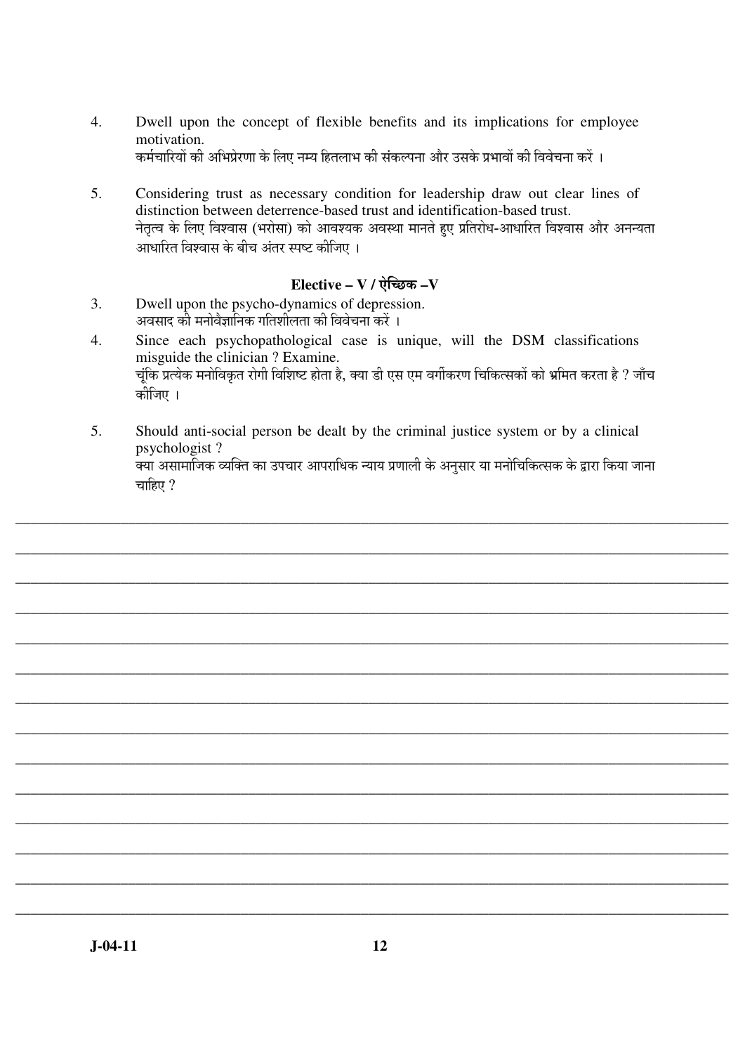4. Dwell upon the concept of flexible benefits and its implications for employee motivation.
कर्मचारियों की अभिप्रेरणा के लिए नम्य हितलाभ की संकल्पना और उसके प्रभावों की विवेचना करें ।

5. Considering trust as necessary condition for leadership draw out clear lines of distinction between deterrence-based trust and identification-based trust.
नेतृत्व के लिए विश्वास (भरोसा) को आवश्यक अवस्था मानते हुए प्रतिरोध-आधारित विश्वास और अनन्यता आधारित विश्वास के बीच अंतर स्पष्ट कीजिए ।

### Elective – V / ऐच्छिक –V

3. Dwell upon the psycho-dynamics of depression.
अवसाद की मनोवैज्ञानिक गतिशीलता की विवेचना करें ।

4. Since each psychopathological case is unique, will the DSM classifications misguide the clinician ? Examine.
चूंकि प्रत्येक मनोविकृत रोगी विशिष्ट होता है, क्या डी एस एम वर्गीकरण चिकित्सकों को भ्रमित करता है ? जाँच कीजिए ।

5. Should anti-social person be dealt by the criminal justice system or by a clinical psychologist ?
क्या असामाजिक व्यक्ति का उपचार आपराधिक न्याय प्रणाली के अनुसार या मनोचिकित्सक के द्वारा किया जाना चाहिए ?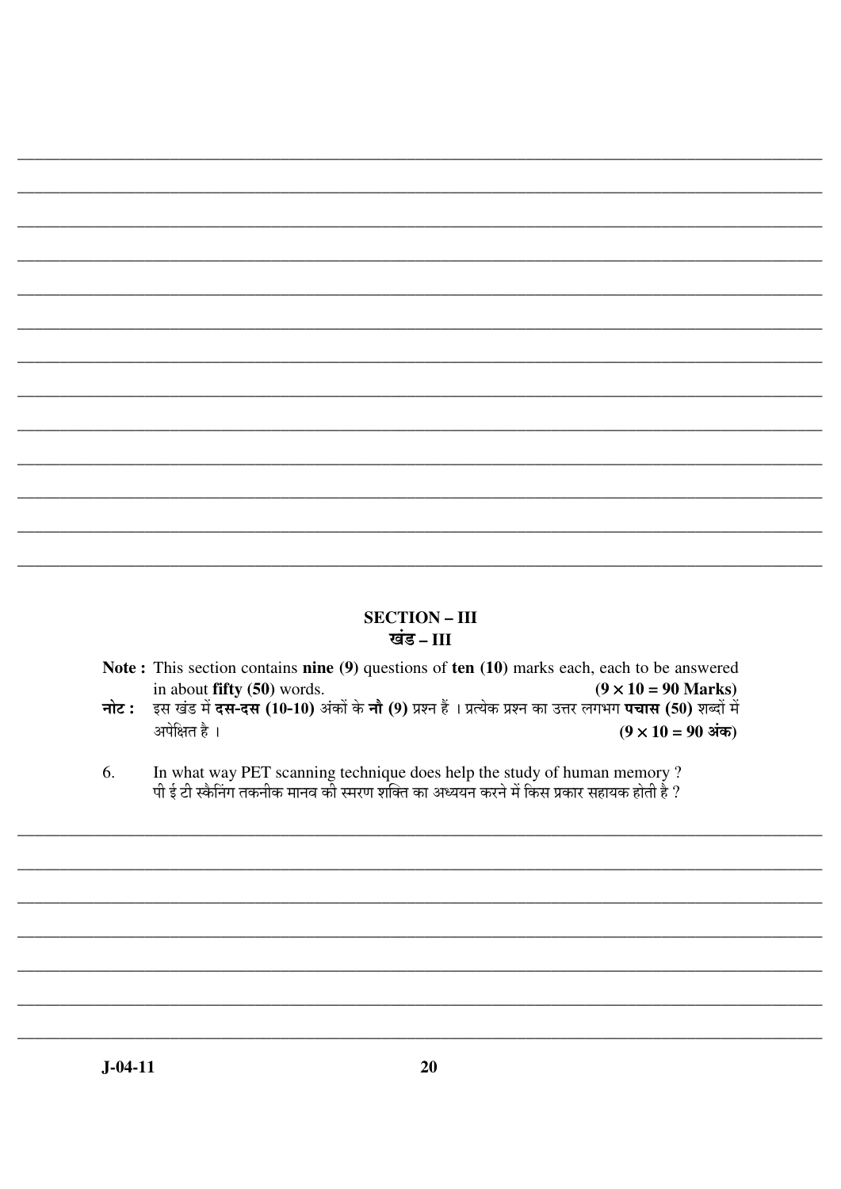## SECTION – III
## खंड – III

**Note :** This section contains **nine (9)** questions of **ten (10)** marks each, each to be answered in about **fifty (50)** words. **(9 × 10 = 90 Marks)**

**नोट :** इस खंड में **दस-दस (10-10)** अंकों के **नौ (9)** प्रश्न हैं । प्रत्येक प्रश्न का उत्तर लगभग **पचास (50)** शब्दों में अपेक्षित है । **(9 × 10 = 90 अंक)**

6. In what way PET scanning technique does help the study of human memory ?
   पी ई टी स्कैनिंग तकनीक मानव की स्मरण शक्ति का अध्ययन करने में किस प्रकार सहायक होती है ?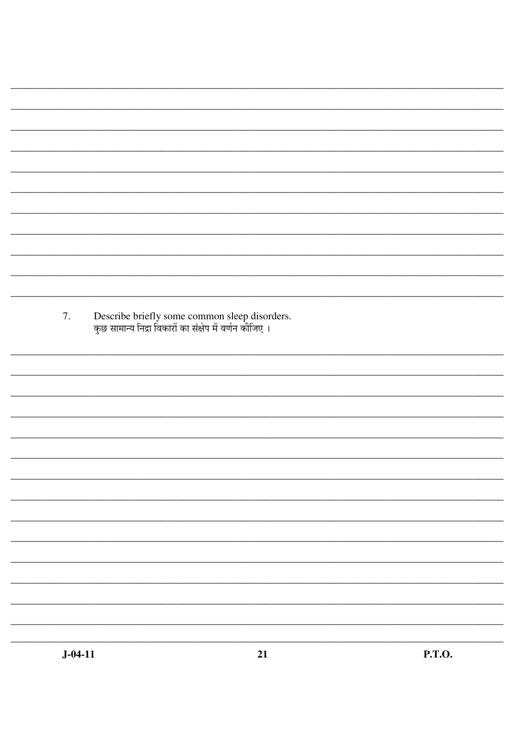7. Describe briefly some common sleep disorders.
कुछ सामान्य निद्रा विकारों का संक्षेप में वर्णन कीजिए ।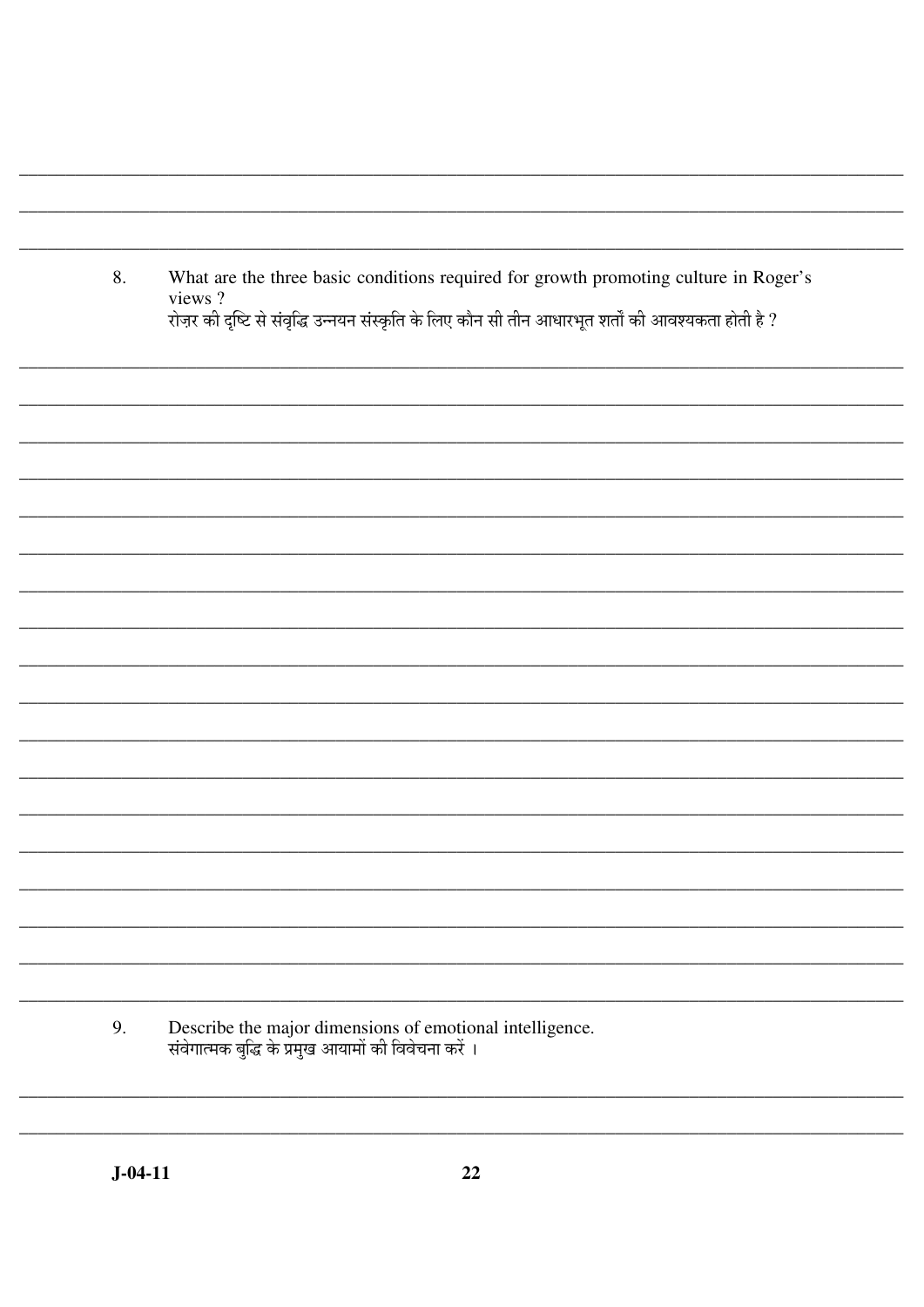8. What are the three basic conditions required for growth promoting culture in Roger's views ?
रोज़र की दृष्टि से संवृद्धि उन्नयन संस्कृति के लिए कौन सी तीन आधारभूत शर्तों की आवश्यकता होती है ?

9. Describe the major dimensions of emotional intelligence.
संवेगात्मक बुद्धि के प्रमुख आयामों की विवेचना करें ।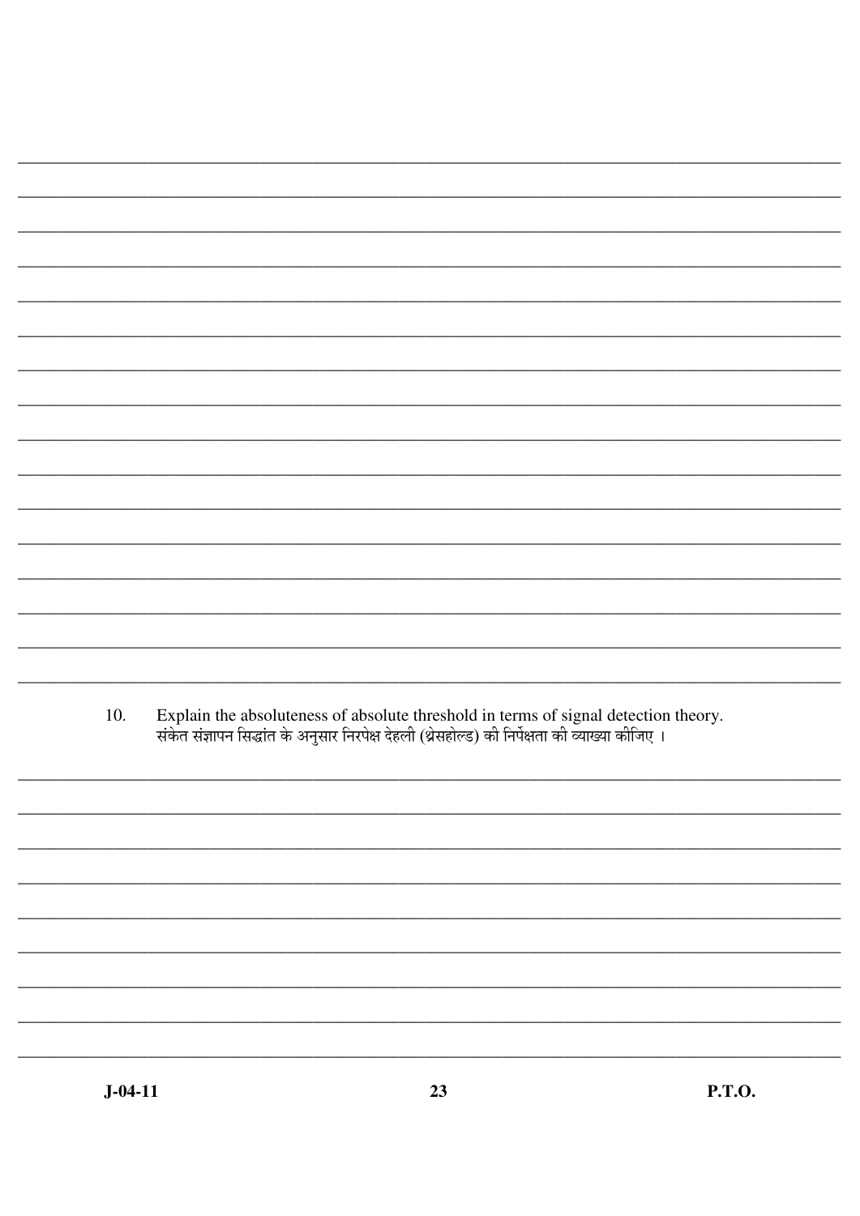10. Explain the absoluteness of absolute threshold in terms of signal detection theory.
संकेत संज्ञापन सिद्धांत के अनुसार निरपेक्ष देहली (थ्रेसहोल्ड) की निरपेक्षता की व्याख्या कीजिए ।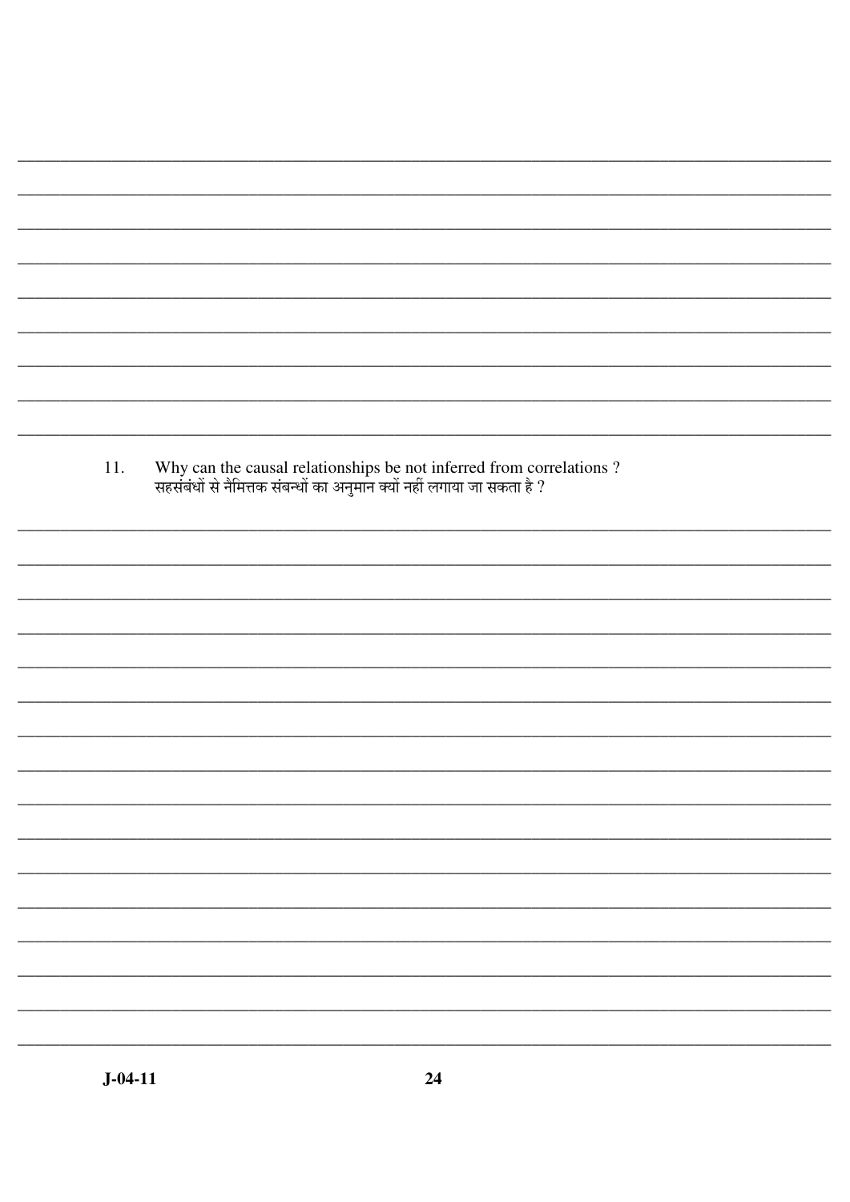11. Why can the causal relationships be not inferred from correlations ?
सहसंबंधों से नैमित्तक संबन्धों का अनुमान क्यों नहीं लगाया जा सकता है ?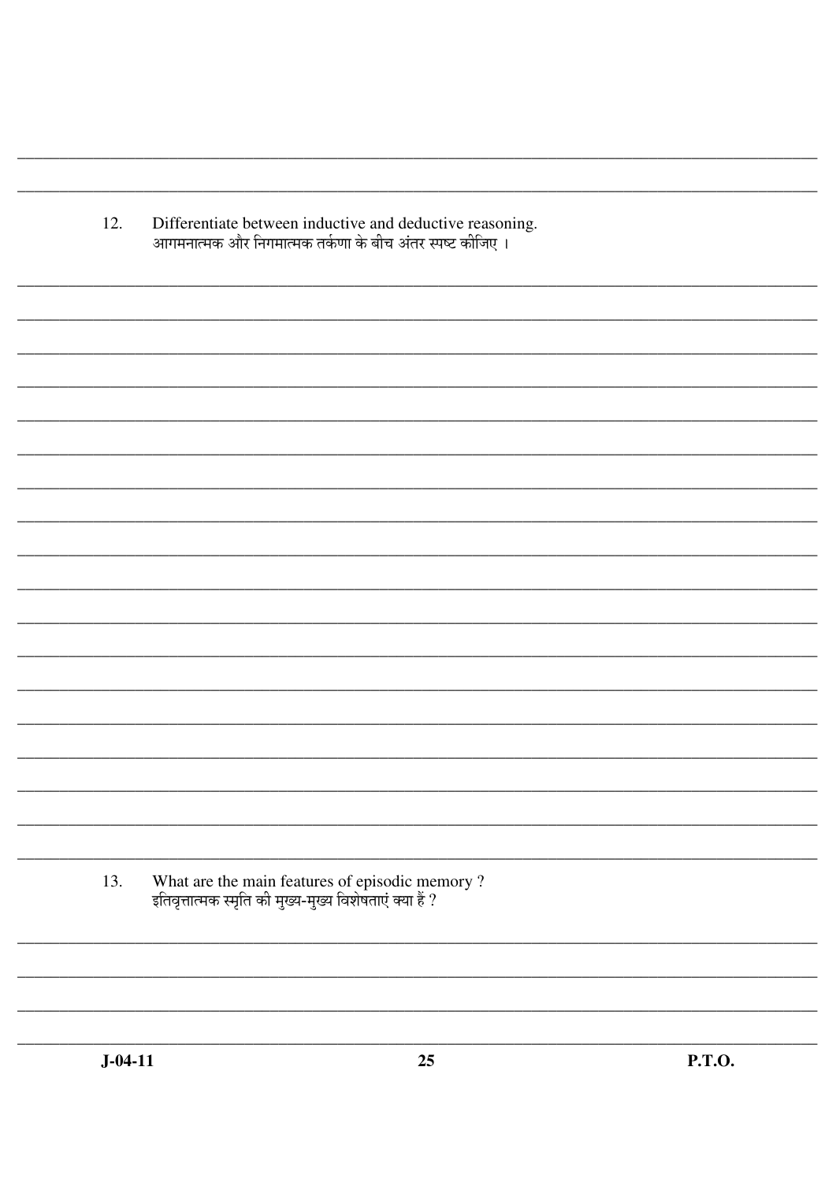12. Differentiate between inductive and deductive reasoning.
आगमनात्मक और निगमात्मक तर्कणा के बीच अंतर स्पष्ट कीजिए ।

13. What are the main features of episodic memory ?
इतिवृत्तात्मक स्मृति की मुख्य-मुख्य विशेषताएं क्या हैं ?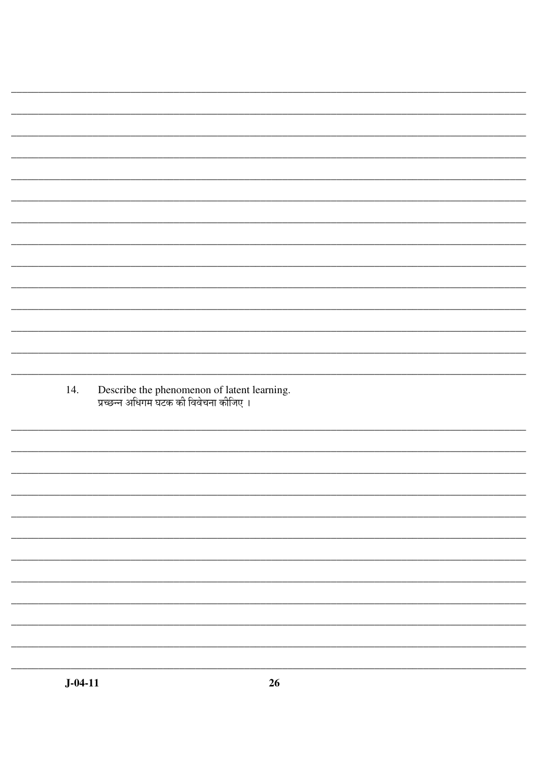14. Describe the phenomenon of latent learning.
प्रच्छन्न अधिगम घटक की विवेचना कीजिए ।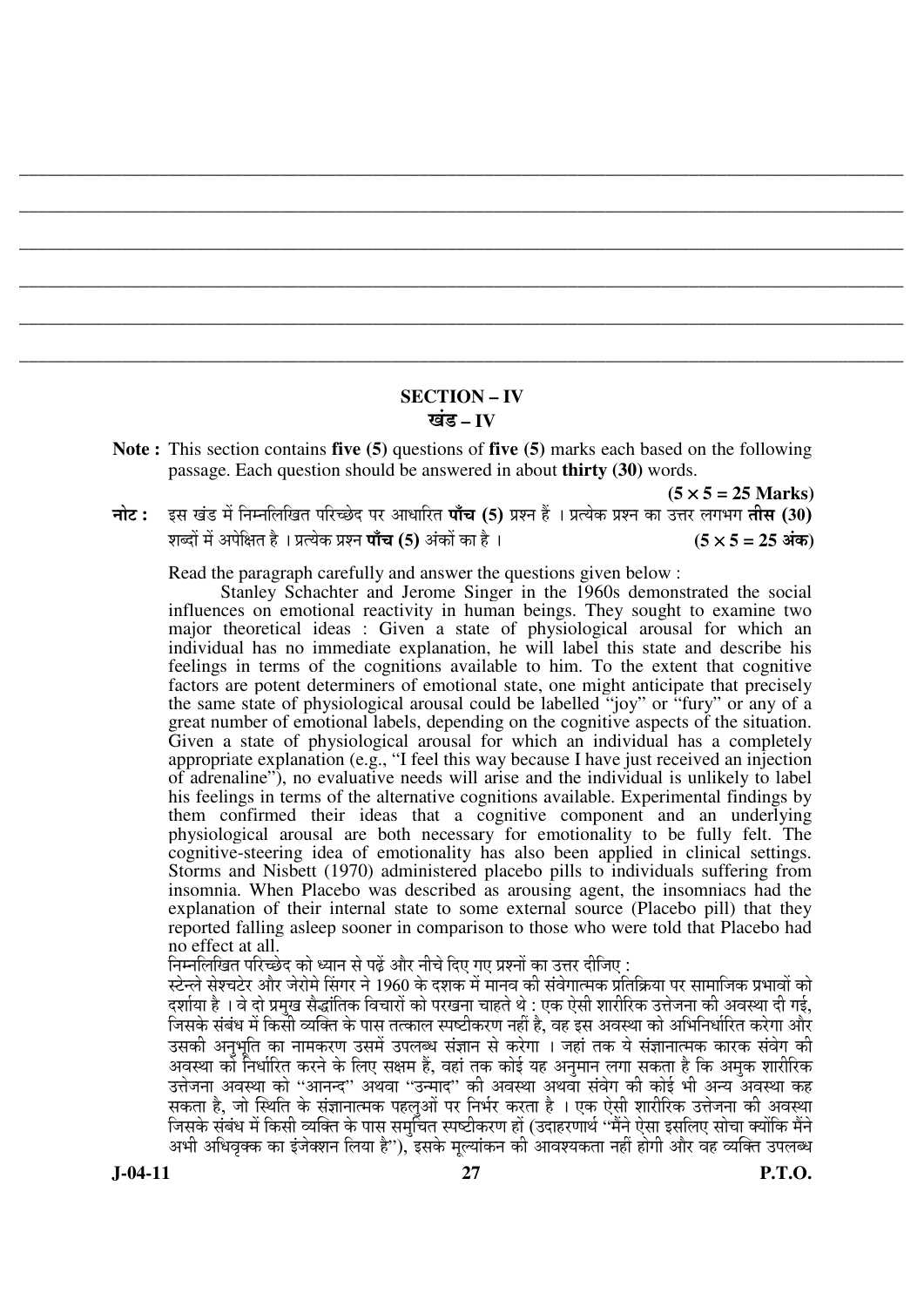## SECTION – IV

## खंड – IV

**Note :** This section contains **five (5)** questions of **five (5)** marks each based on the following passage. Each question should be answered in about **thirty (30)** words. **(5 × 5 = 25 Marks)**

**नोट :** इस खंड में निम्नलिखित परिच्छेद पर आधारित **पाँच (5)** प्रश्न हैं । प्रत्येक प्रश्न का उत्तर लगभग **तीस (30)** शब्दों में अपेक्षित है । प्रत्येक प्रश्न **पाँच (5)** अंकों का है । **(5 × 5 = 25 अंक)**

Read the paragraph carefully and answer the questions given below :

Stanley Schachter and Jerome Singer in the 1960s demonstrated the social influences on emotional reactivity in human beings. They sought to examine two major theoretical ideas : Given a state of physiological arousal for which an individual has no immediate explanation, he will label this state and describe his feelings in terms of the cognitions available to him. To the extent that cognitive factors are potent determiners of emotional state, one might anticipate that precisely the same state of physiological arousal could be labelled "joy" or "fury" or any of a great number of emotional labels, depending on the cognitive aspects of the situation. Given a state of physiological arousal for which an individual has a completely appropriate explanation (e.g., "I feel this way because I have just received an injection of adrenaline"), no evaluative needs will arise and the individual is unlikely to label his feelings in terms of the alternative cognitions available. Experimental findings by them confirmed their ideas that a cognitive component and an underlying physiological arousal are both necessary for emotionality to be fully felt. The cognitive-steering idea of emotionality has also been applied in clinical settings. Storms and Nisbett (1970) administered placebo pills to individuals suffering from insomnia. When Placebo was described as arousing agent, the insomniacs had the explanation of their internal state to some external source (Placebo pill) that they reported falling asleep sooner in comparison to those who were told that Placebo had no effect at all.

निम्नलिखित परिच्छेद को ध्यान से पढ़ें और नीचे दिए गए प्रश्नों का उत्तर दीजिए :

स्टेन्ले सेश्चटेर और जेरोमे सिंगर ने 1960 के दशक में मानव की संवेगात्मक प्रतिक्रिया पर सामाजिक प्रभावों को दर्शाया है । वे दो प्रमुख सैद्धांतिक विचारों को परखना चाहते थे : एक ऐसी शारीरिक उत्तेजना की अवस्था दी गई, जिसके संबंध में किसी व्यक्ति के पास तत्काल स्पष्टीकरण नहीं है, वह इस अवस्था को अभिनिर्धारित करेगा और उसकी अनुभूति का नामकरण उसमें उपलब्ध संज्ञान से करेगा । जहां तक ये संज्ञानात्मक कारक संवेग की अवस्था को निर्धारित करने के लिए सक्षम हैं, वहां तक कोई यह अनुमान लगा सकता है कि अमुक शारीरिक उत्तेजना अवस्था को "आनन्द" अथवा "उन्माद" की अवस्था अथवा संवेग की कोई भी अन्य अवस्था कह सकता है, जो स्थिति के संज्ञानात्मक पहलुओं पर निर्भर करता है । एक ऐसी शारीरिक उत्तेजना की अवस्था जिसके संबंध में किसी व्यक्ति के पास समुचित स्पष्टीकरण हों (उदाहरणार्थ "मैंने ऐसा इसलिए सोचा क्योंकि मैंने अभी अधिवृक्क का इंजेक्शन लिया है"), इसके मूल्यांकन की आवश्यकता नहीं होगी और वह व्यक्ति उपलब्ध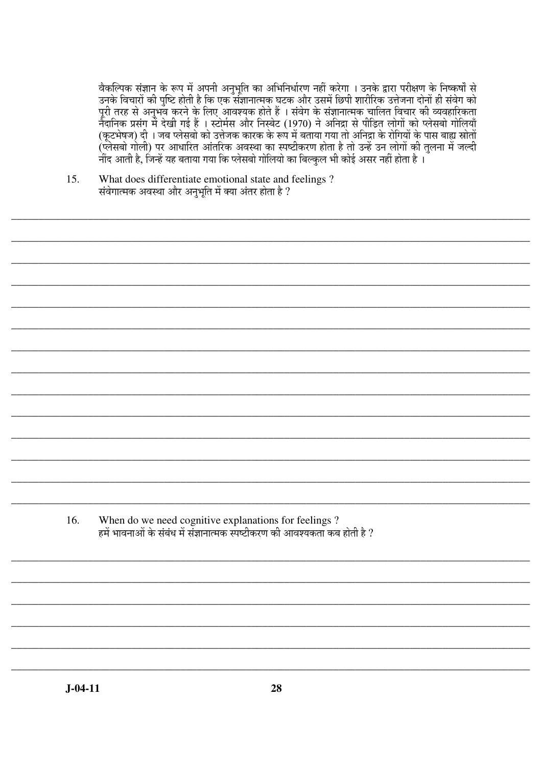वैकल्पिक संज्ञान के रूप में अपनी अनुभूति का अभिनिर्धारण नहीं करेगा । उनके द्वारा परीक्षण के निष्कर्षों से उनके विचारों की पुष्टि होती है कि एक संज्ञानात्मक घटक और उसमें छिपी शारीरिक उत्तेजना दोनों ही संवेग को पूरी तरह से अनुभव करने के लिए आवश्यक होते हैं । संवेग के संज्ञानात्मक चालित विचार की व्यवहारिकता नैदानिक प्रसंग में देखी गई हैं । स्टोर्मस और निस्बेट (1970) ने अनिद्रा से पीड़ित लोगों को प्लेसबो गोलियाँ (कूटभेषज) दी । जब प्लेसबो को उत्तेजक कारक के रूप में बताया गया तो अनिद्रा के रोगियों के पास बाह्य स्रोतों (प्लेसबो गोली) पर आधारित आंतरिक अवस्था का स्पष्टीकरण होता है तो उन्हें उन लोगों की तुलना में जल्दी नींद आती है, जिन्हें यह बताया गया कि प्लेसबो गोलियो का बिल्कुल भी कोई असर नहीं होता है ।

15. What does differentiate emotional state and feelings ?
संवेगात्मक अवस्था और अनुभूति में क्या अंतर होता है ?

16. When do we need cognitive explanations for feelings ?
हमें भावनाओं के संबंध में संज्ञानात्मक स्पष्टीकरण की आवश्यकता कब होती है ?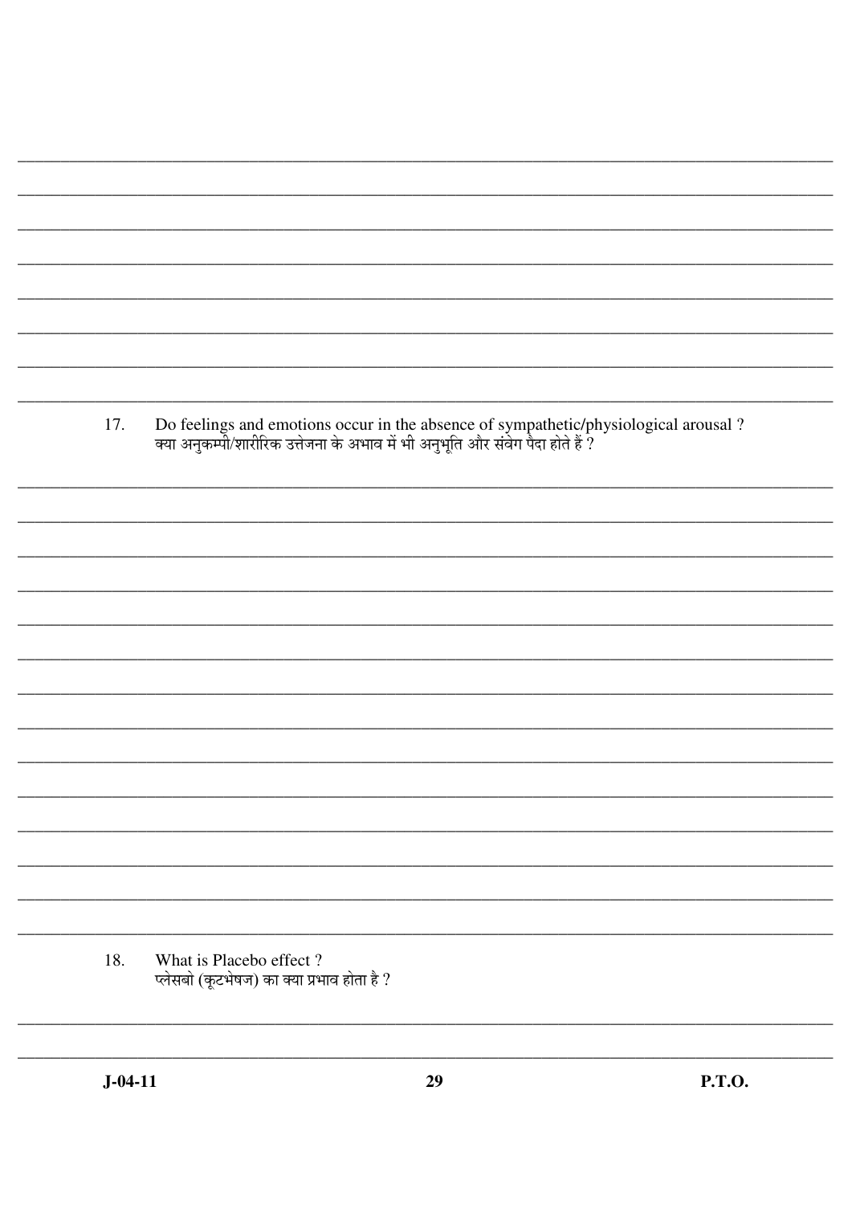17. Do feelings and emotions occur in the absence of sympathetic/physiological arousal ?
क्या अनुकम्पी/शारीरिक उत्तेजना के अभाव में भी अनुभूति और संवेग पैदा होते हैं ?

18. What is Placebo effect ?
प्लेसबो (कूटभेषज) का क्या प्रभाव होता है ?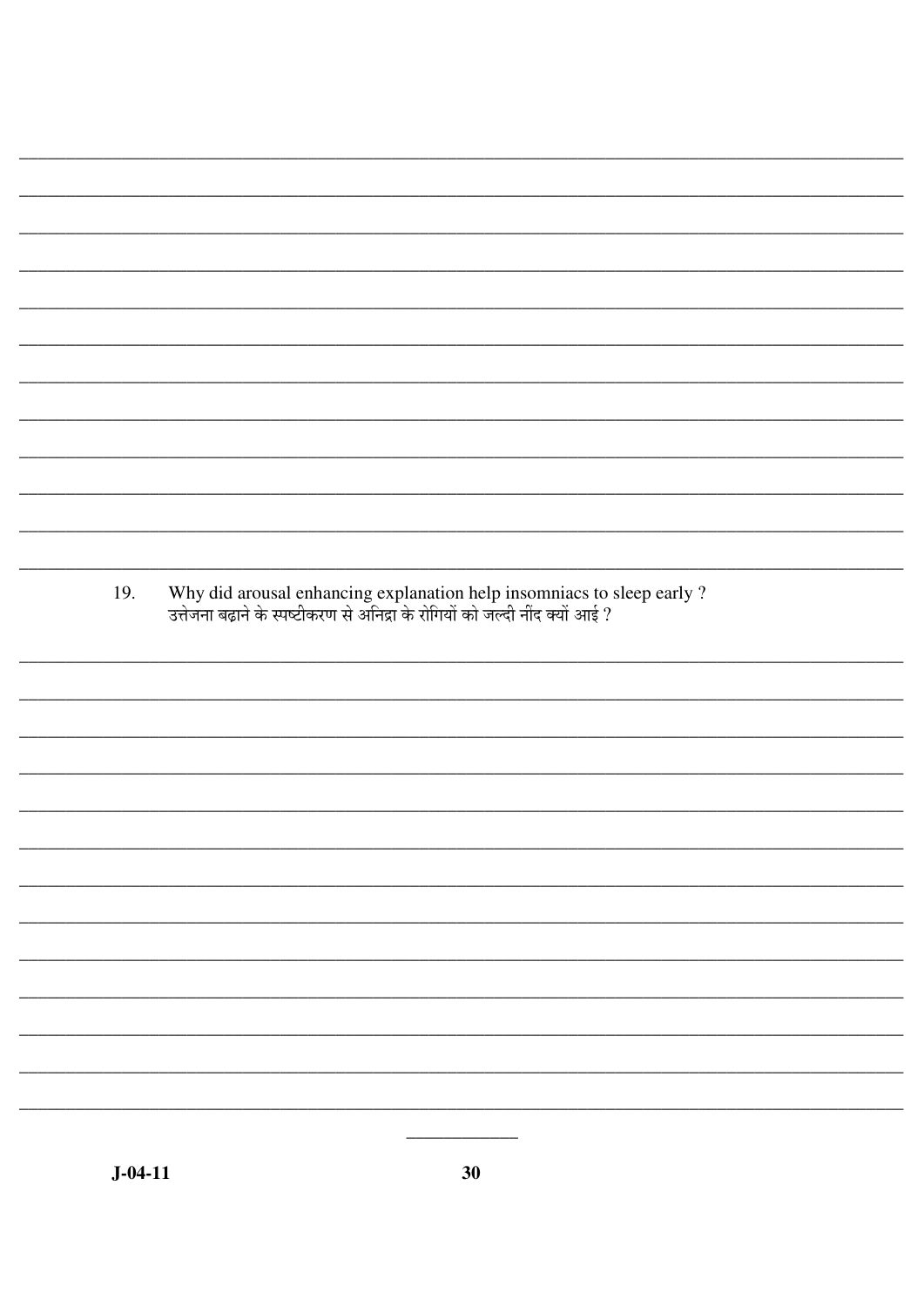19. Why did arousal enhancing explanation help insomniacs to sleep early ?
उत्तेजना बढ़ाने के स्पष्टीकरण से अनिद्रा के रोगियों को जल्दी नींद क्यों आई ?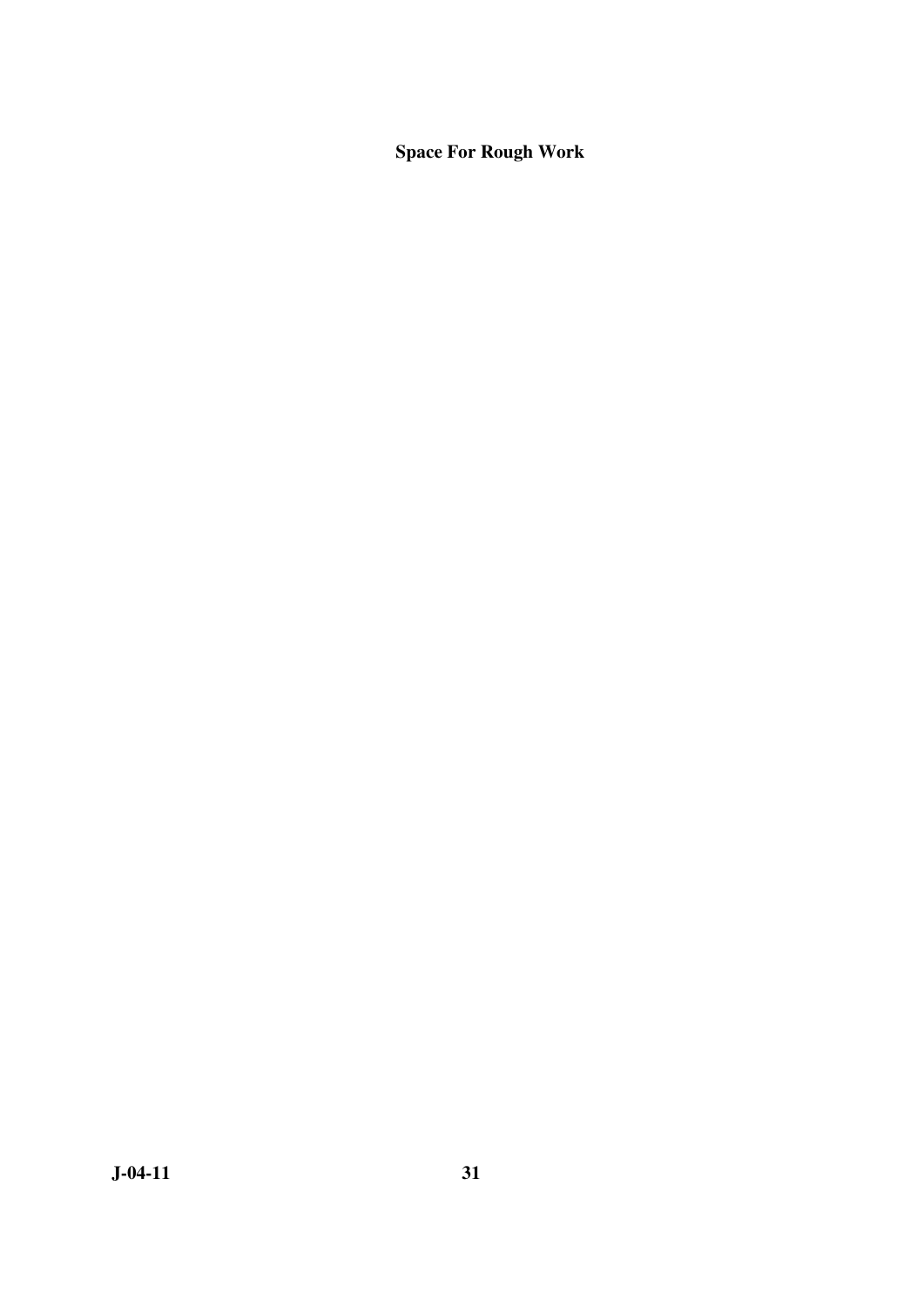**Space For Rough Work**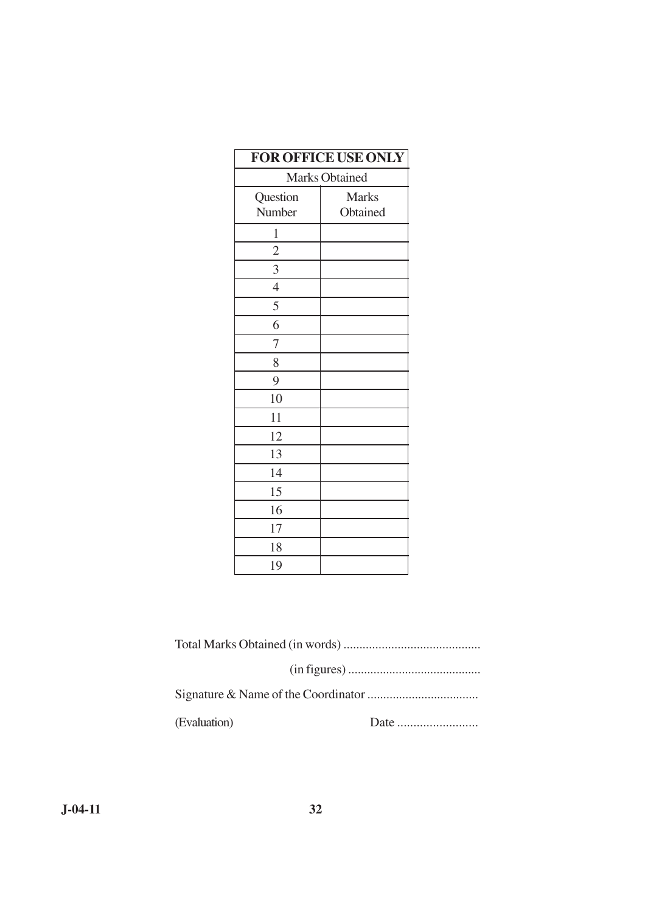| FOR OFFICE USE ONLY | |
|---|---|
| Marks Obtained | |
| Question Number | Marks Obtained |
| 1 | |
| 2 | |
| 3 | |
| 4 | |
| 5 | |
| 6 | |
| 7 | |
| 8 | |
| 9 | |
| 10 | |
| 11 | |
| 12 | |
| 13 | |
| 14 | |
| 15 | |
| 16 | |
| 17 | |
| 18 | |
| 19 | |

Total Marks Obtained (in words) ...........................................

(in figures) ..........................................

Signature & Name of the Coordinator ..................................

(Evaluation) Date .........................

J-04-11